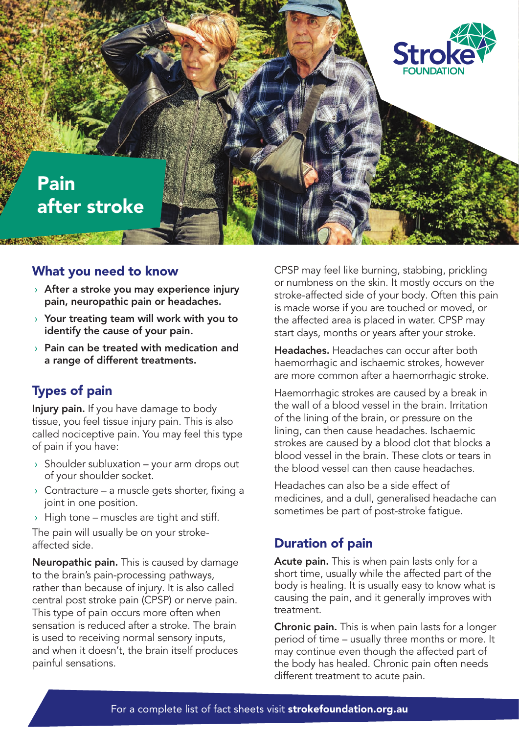# Pain after stroke

## What you need to know

- **After a stroke you may experience injury pain, neuropathic pain or headaches.**
- **Your treating team will work with you to identify the cause of your pain.**
- **Pain can be treated with medication and a range of different treatments.**

## Types of pain

**Injury pain.** If you have damage to body tissue, you feel tissue injury pain. This is also called nociceptive pain. You may feel this type of pain if you have:

- Shoulder subluxation – your arm drops out of your shoulder socket.
- Contracture – a muscle gets shorter, fixing a joint in one position.
- High tone – muscles are tight and stiff.

The pain will usually be on your stroke-affected side.

**Neuropathic pain.** This is caused by damage to the brain's pain-processing pathways, rather than because of injury. It is also called central post stroke pain (CPSP) or nerve pain. This type of pain occurs more often when sensation is reduced after a stroke. The brain is used to receiving normal sensory inputs, and when it doesn't, the brain itself produces painful sensations.

CPSP may feel like burning, stabbing, prickling or numbness on the skin. It mostly occurs on the stroke-affected side of your body. Often this pain is made worse if you are touched or moved, or the affected area is placed in water. CPSP may start days, months or years after your stroke.

**Headaches.** Headaches can occur after both haemorrhagic and ischaemic strokes, however are more common after a haemorrhagic stroke.

Haemorrhagic strokes are caused by a break in the wall of a blood vessel in the brain. Irritation of the lining of the brain, or pressure on the lining, can then cause headaches. Ischaemic strokes are caused by a blood clot that blocks a blood vessel in the brain. These clots or tears in the blood vessel can then cause headaches.

Headaches can also be a side effect of medicines, and a dull, generalised headache can sometimes be part of post-stroke fatigue.

## Duration of pain

**Acute pain.** This is when pain lasts only for a short time, usually while the affected part of the body is healing. It is usually easy to know what is causing the pain, and it generally improves with treatment.

**Chronic pain.** This is when pain lasts for a longer period of time – usually three months or more. It may continue even though the affected part of the body has healed. Chronic pain often needs different treatment to acute pain.

For a complete list of fact sheets visit **strokefoundation.org.au**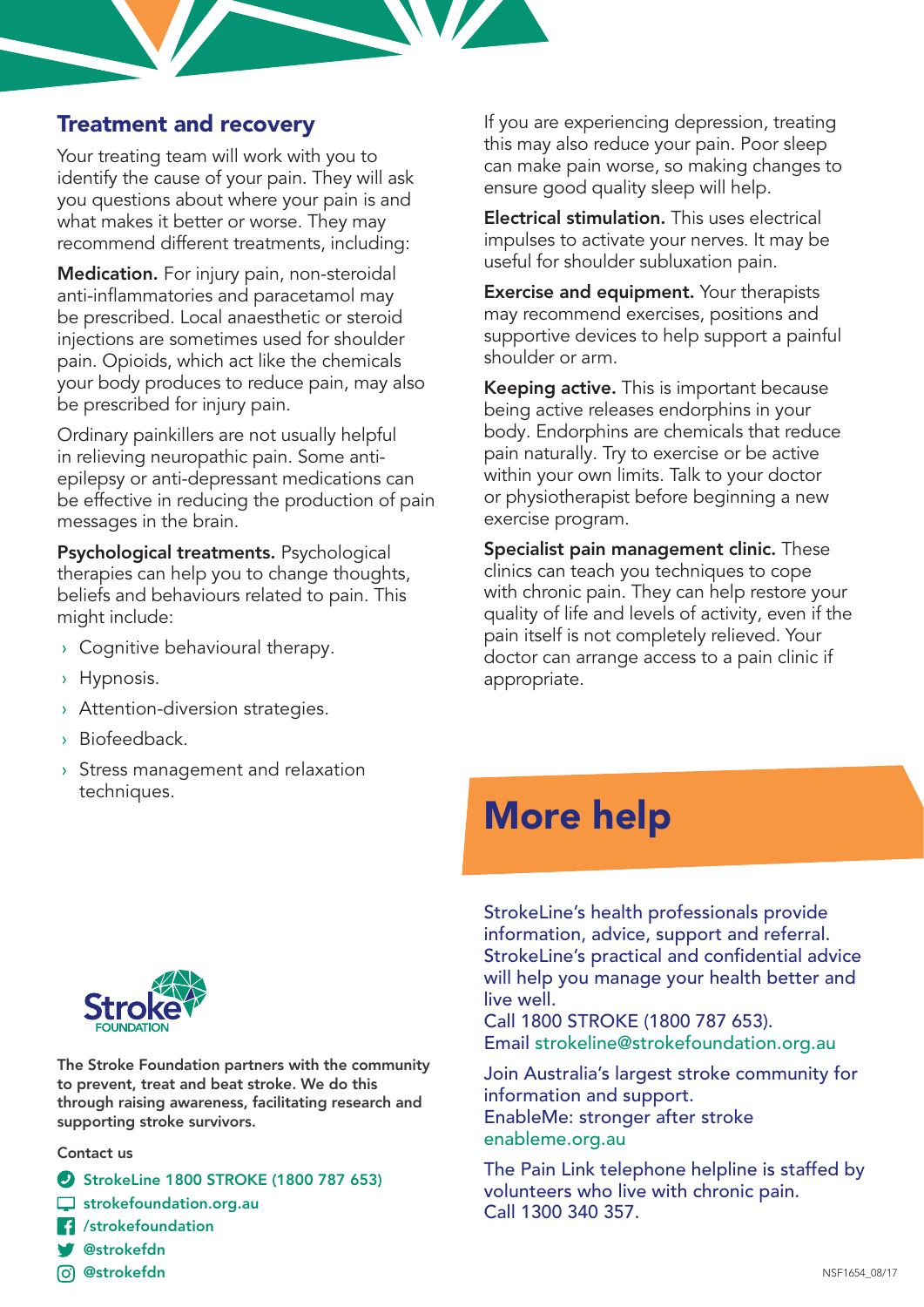## Treatment and recovery

Your treating team will work with you to identify the cause of your pain. They will ask you questions about where your pain is and what makes it better or worse. They may recommend different treatments, including:

**Medication.** For injury pain, non-steroidal anti-inflammatories and paracetamol may be prescribed. Local anaesthetic or steroid injections are sometimes used for shoulder pain. Opioids, which act like the chemicals your body produces to reduce pain, may also be prescribed for injury pain.

Ordinary painkillers are not usually helpful in relieving neuropathic pain. Some anti-epilepsy or anti-depressant medications can be effective in reducing the production of pain messages in the brain.

**Psychological treatments.** Psychological therapies can help you to change thoughts, beliefs and behaviours related to pain. This might include:

- Cognitive behavioural therapy.
- Hypnosis.
- Attention-diversion strategies.
- Biofeedback.
- Stress management and relaxation techniques.

If you are experiencing depression, treating this may also reduce your pain. Poor sleep can make pain worse, so making changes to ensure good quality sleep will help.

**Electrical stimulation.** This uses electrical impulses to activate your nerves. It may be useful for shoulder subluxation pain.

**Exercise and equipment.** Your therapists may recommend exercises, positions and supportive devices to help support a painful shoulder or arm.

**Keeping active.** This is important because being active releases endorphins in your body. Endorphins are chemicals that reduce pain naturally. Try to exercise or be active within your own limits. Talk to your doctor or physiotherapist before beginning a new exercise program.

**Specialist pain management clinic.** These clinics can teach you techniques to cope with chronic pain. They can help restore your quality of life and levels of activity, even if the pain itself is not completely relieved. Your doctor can arrange access to a pain clinic if appropriate.

# More help

StrokeLine's health professionals provide information, advice, support and referral. StrokeLine's practical and confidential advice will help you manage your health better and live well.
Call 1800 STROKE (1800 787 653).
Email strokeline@strokefoundation.org.au

Join Australia's largest stroke community for information and support.
EnableMe: stronger after stroke
enableme.org.au

The Pain Link telephone helpline is staffed by volunteers who live with chronic pain.
Call 1300 340 357.

Stroke FOUNDATION

**The Stroke Foundation partners with the community to prevent, treat and beat stroke. We do this through raising awareness, facilitating research and supporting stroke survivors.**

**Contact us**

- **StrokeLine 1800 STROKE (1800 787 653)**
- **strokefoundation.org.au**
- **/strokefoundation**
- **@strokefdn**
- **@strokefdn**

NSF1654_08/17